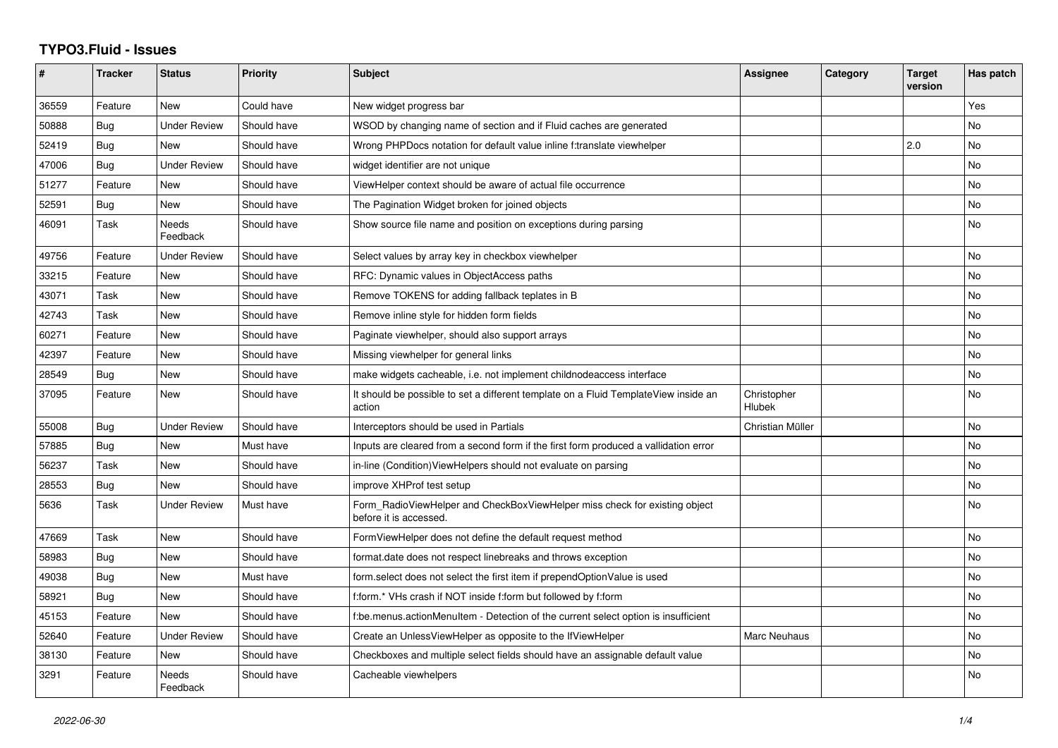# TYPO3.Fluid - Issues

| # | Tracker | Status | Priority | Subject | Assignee | Category | Target version | Has patch |
|---|---|---|---|---|---|---|---|---|
| 36559 | Feature | New | Could have | New widget progress bar | | | | Yes |
| 50888 | Bug | Under Review | Should have | WSOD by changing name of section and if Fluid caches are generated | | | | No |
| 52419 | Bug | New | Should have | Wrong PHPDocs notation for default value inline f:translate viewhelper | | | 2.0 | No |
| 47006 | Bug | Under Review | Should have | widget identifier are not unique | | | | No |
| 51277 | Feature | New | Should have | ViewHelper context should be aware of actual file occurrence | | | | No |
| 52591 | Bug | New | Should have | The Pagination Widget broken for joined objects | | | | No |
| 46091 | Task | Needs Feedback | Should have | Show source file name and position on exceptions during parsing | | | | No |
| 49756 | Feature | Under Review | Should have | Select values by array key in checkbox viewhelper | | | | No |
| 33215 | Feature | New | Should have | RFC: Dynamic values in ObjectAccess paths | | | | No |
| 43071 | Task | New | Should have | Remove TOKENS for adding fallback teplates in B | | | | No |
| 42743 | Task | New | Should have | Remove inline style for hidden form fields | | | | No |
| 60271 | Feature | New | Should have | Paginate viewhelper, should also support arrays | | | | No |
| 42397 | Feature | New | Should have | Missing viewhelper for general links | | | | No |
| 28549 | Bug | New | Should have | make widgets cacheable, i.e. not implement childnodeaccess interface | | | | No |
| 37095 | Feature | New | Should have | It should be possible to set a different template on a Fluid TemplateView inside an action | Christopher Hlubek | | | No |
| 55008 | Bug | Under Review | Should have | Interceptors should be used in Partials | Christian Müller | | | No |
| 57885 | Bug | New | Must have | Inputs are cleared from a second form if the first form produced a vallidation error | | | | No |
| 56237 | Task | New | Should have | in-line (Condition)ViewHelpers should not evaluate on parsing | | | | No |
| 28553 | Bug | New | Should have | improve XHProf test setup | | | | No |
| 5636 | Task | Under Review | Must have | Form_RadioViewHelper and CheckBoxViewHelper miss check for existing object before it is accessed. | | | | No |
| 47669 | Task | New | Should have | FormViewHelper does not define the default request method | | | | No |
| 58983 | Bug | New | Should have | format.date does not respect linebreaks and throws exception | | | | No |
| 49038 | Bug | New | Must have | form.select does not select the first item if prependOptionValue is used | | | | No |
| 58921 | Bug | New | Should have | f:form.* VHs crash if NOT inside f:form but followed by f:form | | | | No |
| 45153 | Feature | New | Should have | f:be.menus.actionMenuItem - Detection of the current select option is insufficient | | | | No |
| 52640 | Feature | Under Review | Should have | Create an UnlessViewHelper as opposite to the IfViewHelper | Marc Neuhaus | | | No |
| 38130 | Feature | New | Should have | Checkboxes and multiple select fields should have an assignable default value | | | | No |
| 3291 | Feature | Needs Feedback | Should have | Cacheable viewhelpers | | | | No |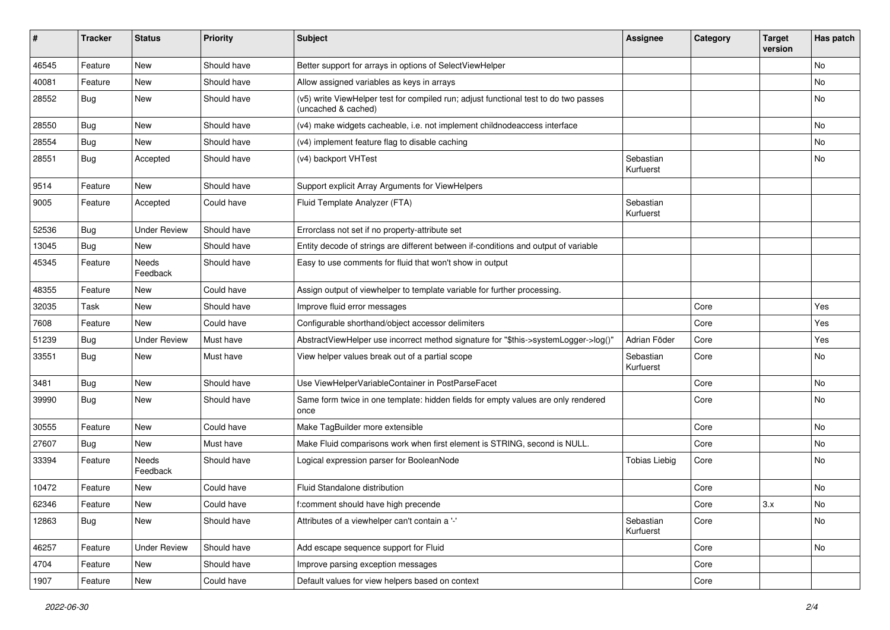| # | Tracker | Status | Priority | Subject | Assignee | Category | Target version | Has patch |
|---|---|---|---|---|---|---|---|---|
| 46545 | Feature | New | Should have | Better support for arrays in options of SelectViewHelper | | | | No |
| 40081 | Feature | New | Should have | Allow assigned variables as keys in arrays | | | | No |
| 28552 | Bug | New | Should have | (v5) write ViewHelper test for compiled run; adjust functional test to do two passes (uncached & cached) | | | | No |
| 28550 | Bug | New | Should have | (v4) make widgets cacheable, i.e. not implement childnodeaccess interface | | | | No |
| 28554 | Bug | New | Should have | (v4) implement feature flag to disable caching | | | | No |
| 28551 | Bug | Accepted | Should have | (v4) backport VHTest | Sebastian Kurfuerst | | | No |
| 9514 | Feature | New | Should have | Support explicit Array Arguments for ViewHelpers | | | | |
| 9005 | Feature | Accepted | Could have | Fluid Template Analyzer (FTA) | Sebastian Kurfuerst | | | |
| 52536 | Bug | Under Review | Should have | Errorclass not set if no property-attribute set | | | | |
| 13045 | Bug | New | Should have | Entity decode of strings are different between if-conditions and output of variable | | | | |
| 45345 | Feature | Needs Feedback | Should have | Easy to use comments for fluid that won't show in output | | | | |
| 48355 | Feature | New | Could have | Assign output of viewhelper to template variable for further processing. | | | | |
| 32035 | Task | New | Should have | Improve fluid error messages | | Core | | Yes |
| 7608 | Feature | New | Could have | Configurable shorthand/object accessor delimiters | | Core | | Yes |
| 51239 | Bug | Under Review | Must have | AbstractViewHelper use incorrect method signature for "$this->systemLogger->log()" | Adrian Föder | Core | | Yes |
| 33551 | Bug | New | Must have | View helper values break out of a partial scope | Sebastian Kurfuerst | Core | | No |
| 3481 | Bug | New | Should have | Use ViewHelperVariableContainer in PostParseFacet | | Core | | No |
| 39990 | Bug | New | Should have | Same form twice in one template: hidden fields for empty values are only rendered once | | Core | | No |
| 30555 | Feature | New | Could have | Make TagBuilder more extensible | | Core | | No |
| 27607 | Bug | New | Must have | Make Fluid comparisons work when first element is STRING, second is NULL. | | Core | | No |
| 33394 | Feature | Needs Feedback | Should have | Logical expression parser for BooleanNode | Tobias Liebig | Core | | No |
| 10472 | Feature | New | Could have | Fluid Standalone distribution | | Core | | No |
| 62346 | Feature | New | Could have | f:comment should have high precende | | Core | 3.x | No |
| 12863 | Bug | New | Should have | Attributes of a viewhelper can't contain a '-' | Sebastian Kurfuerst | Core | | No |
| 46257 | Feature | Under Review | Should have | Add escape sequence support for Fluid | | Core | | No |
| 4704 | Feature | New | Should have | Improve parsing exception messages | | Core | | |
| 1907 | Feature | New | Could have | Default values for view helpers based on context | | Core | | |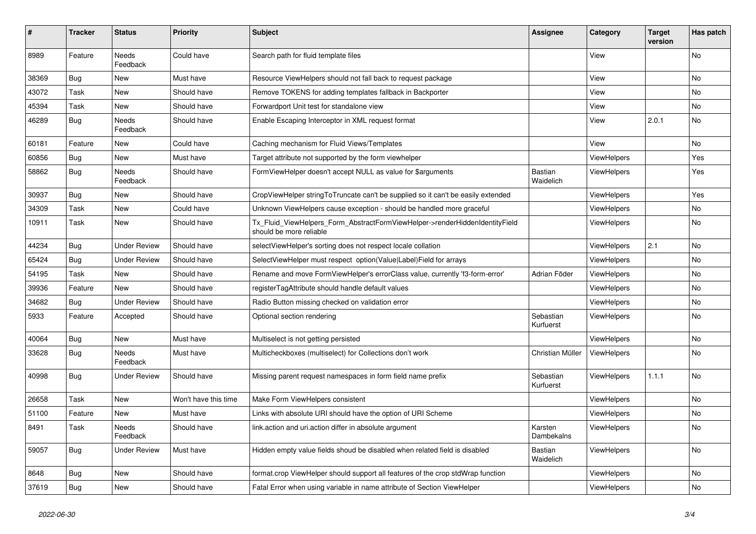| # | Tracker | Status | Priority | Subject | Assignee | Category | Target version | Has patch |
|---|---|---|---|---|---|---|---|---|
| 8989 | Feature | Needs Feedback | Could have | Search path for fluid template files | | View | | No |
| 38369 | Bug | New | Must have | Resource ViewHelpers should not fall back to request package | | View | | No |
| 43072 | Task | New | Should have | Remove TOKENS for adding templates fallback in Backporter | | View | | No |
| 45394 | Task | New | Should have | Forwardport Unit test for standalone view | | View | | No |
| 46289 | Bug | Needs Feedback | Should have | Enable Escaping Interceptor in XML request format | | View | 2.0.1 | No |
| 60181 | Feature | New | Could have | Caching mechanism for Fluid Views/Templates | | View | | No |
| 60856 | Bug | New | Must have | Target attribute not supported by the form viewhelper | | ViewHelpers | | Yes |
| 58862 | Bug | Needs Feedback | Should have | FormViewHelper doesn't accept NULL as value for $arguments | Bastian Waidelich | ViewHelpers | | Yes |
| 30937 | Bug | New | Should have | CropViewHelper stringToTruncate can't be supplied so it can't be easily extended | | ViewHelpers | | Yes |
| 34309 | Task | New | Could have | Unknown ViewHelpers cause exception - should be handled more graceful | | ViewHelpers | | No |
| 10911 | Task | New | Should have | Tx_Fluid_ViewHelpers_Form_AbstractFormViewHelper->renderHiddenIdentityField should be more reliable | | ViewHelpers | | No |
| 44234 | Bug | Under Review | Should have | selectViewHelper's sorting does not respect locale collation | | ViewHelpers | 2.1 | No |
| 65424 | Bug | Under Review | Should have | SelectViewHelper must respect option(Value\|Label)Field for arrays | | ViewHelpers | | No |
| 54195 | Task | New | Should have | Rename and move FormViewHelper's errorClass value, currently 'f3-form-error' | Adrian Föder | ViewHelpers | | No |
| 39936 | Feature | New | Should have | registerTagAttribute should handle default values | | ViewHelpers | | No |
| 34682 | Bug | Under Review | Should have | Radio Button missing checked on validation error | | ViewHelpers | | No |
| 5933 | Feature | Accepted | Should have | Optional section rendering | Sebastian Kurfuerst | ViewHelpers | | No |
| 40064 | Bug | New | Must have | Multiselect is not getting persisted | | ViewHelpers | | No |
| 33628 | Bug | Needs Feedback | Must have | Multicheckboxes (multiselect) for Collections don't work | Christian Müller | ViewHelpers | | No |
| 40998 | Bug | Under Review | Should have | Missing parent request namespaces in form field name prefix | Sebastian Kurfuerst | ViewHelpers | 1.1.1 | No |
| 26658 | Task | New | Won't have this time | Make Form ViewHelpers consistent | | ViewHelpers | | No |
| 51100 | Feature | New | Must have | Links with absolute URI should have the option of URI Scheme | | ViewHelpers | | No |
| 8491 | Task | Needs Feedback | Should have | link.action and uri.action differ in absolute argument | Karsten Dambekalns | ViewHelpers | | No |
| 59057 | Bug | Under Review | Must have | Hidden empty value fields shoud be disabled when related field is disabled | Bastian Waidelich | ViewHelpers | | No |
| 8648 | Bug | New | Should have | format.crop ViewHelper should support all features of the crop stdWrap function | | ViewHelpers | | No |
| 37619 | Bug | New | Should have | Fatal Error when using variable in name attribute of Section ViewHelper | | ViewHelpers | | No |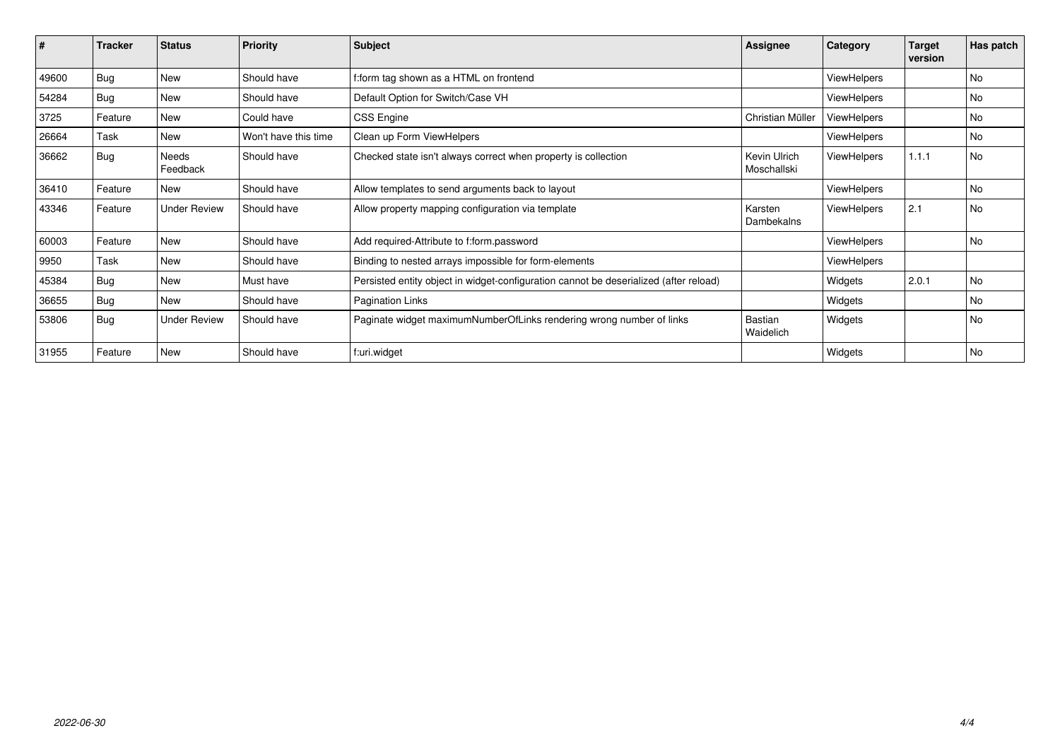| # | Tracker | Status | Priority | Subject | Assignee | Category | Target version | Has patch |
|---|---|---|---|---|---|---|---|---|
| 49600 | Bug | New | Should have | f:form tag shown as a HTML on frontend | | ViewHelpers | | No |
| 54284 | Bug | New | Should have | Default Option for Switch/Case VH | | ViewHelpers | | No |
| 3725 | Feature | New | Could have | CSS Engine | Christian Müller | ViewHelpers | | No |
| 26664 | Task | New | Won't have this time | Clean up Form ViewHelpers | | ViewHelpers | | No |
| 36662 | Bug | Needs Feedback | Should have | Checked state isn't always correct when property is collection | Kevin Ulrich Moschallski | ViewHelpers | 1.1.1 | No |
| 36410 | Feature | New | Should have | Allow templates to send arguments back to layout | | ViewHelpers | | No |
| 43346 | Feature | Under Review | Should have | Allow property mapping configuration via template | Karsten Dambekalns | ViewHelpers | 2.1 | No |
| 60003 | Feature | New | Should have | Add required-Attribute to f:form.password | | ViewHelpers | | No |
| 9950 | Task | New | Should have | Binding to nested arrays impossible for form-elements | | ViewHelpers | | |
| 45384 | Bug | New | Must have | Persisted entity object in widget-configuration cannot be deserialized (after reload) | | Widgets | 2.0.1 | No |
| 36655 | Bug | New | Should have | Pagination Links | | Widgets | | No |
| 53806 | Bug | Under Review | Should have | Paginate widget maximumNumberOfLinks rendering wrong number of links | Bastian Waidelich | Widgets | | No |
| 31955 | Feature | New | Should have | f:uri.widget | | Widgets | | No |